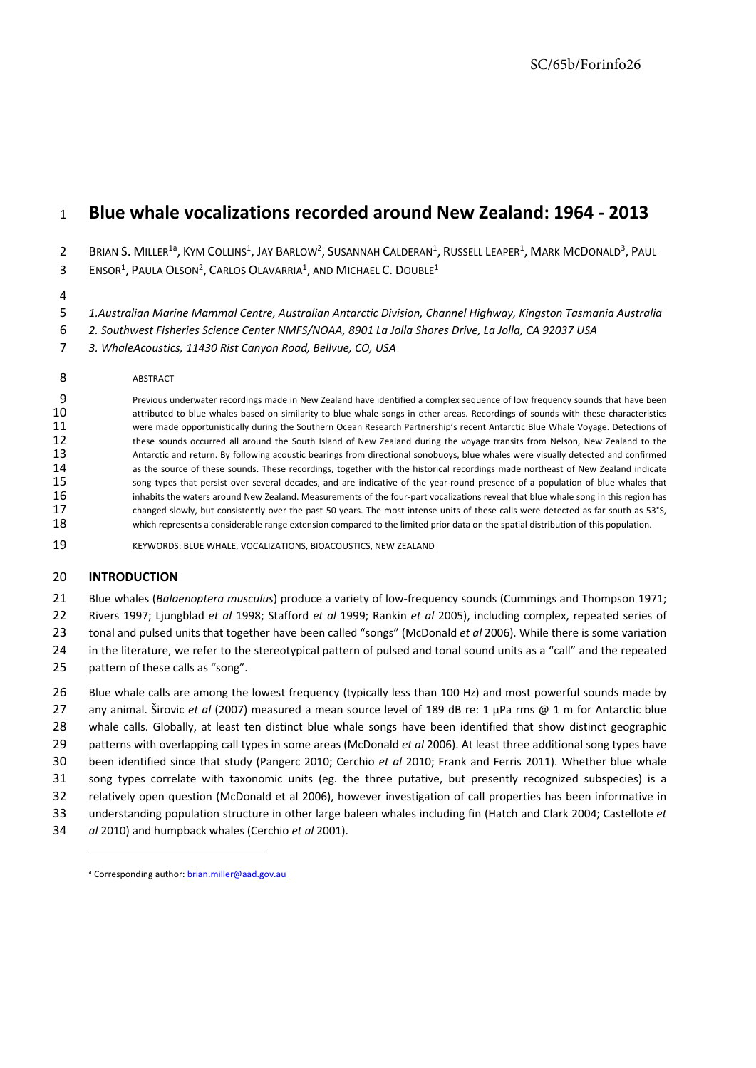# Blue whale vocalizations recorded around New Zealand: 1964 - 2013

BRIAN S. MILLER[1a], KYM COLLINS[1], JAY BARLOW[2], SUSANNAH CALDERAN[1], RUSSELL LEAPER[1], MARK MCDONALD[3], PAUL ENSOR[1], PAULA OLSON[2], CARLOS OLAVARRIA[1], AND MICHAEL C. DOUBLE[1]

*1.Australian Marine Mammal Centre, Australian Antarctic Division, Channel Highway, Kingston Tasmania Australia*

*2. Southwest Fisheries Science Center NMFS/NOAA, 8901 La Jolla Shores Drive, La Jolla, CA 92037 USA*

*3. WhaleAcoustics, 11430 Rist Canyon Road, Bellvue, CO, USA*

ABSTRACT

Previous underwater recordings made in New Zealand have identified a complex sequence of low frequency sounds that have been attributed to blue whales based on similarity to blue whale songs in other areas. Recordings of sounds with these characteristics were made opportunistically during the Southern Ocean Research Partnership's recent Antarctic Blue Whale Voyage. Detections of these sounds occurred all around the South Island of New Zealand during the voyage transits from Nelson, New Zealand to the Antarctic and return. By following acoustic bearings from directional sonobuoys, blue whales were visually detected and confirmed as the source of these sounds. These recordings, together with the historical recordings made northeast of New Zealand indicate song types that persist over several decades, and are indicative of the year-round presence of a population of blue whales that inhabits the waters around New Zealand. Measurements of the four-part vocalizations reveal that blue whale song in this region has changed slowly, but consistently over the past 50 years. The most intense units of these calls were detected as far south as 53°S, which represents a considerable range extension compared to the limited prior data on the spatial distribution of this population.

KEYWORDS: BLUE WHALE, VOCALIZATIONS, BIOACOUSTICS, NEW ZEALAND

## INTRODUCTION

Blue whales (*Balaenoptera musculus*) produce a variety of low-frequency sounds (Cummings and Thompson 1971; Rivers 1997; Ljungblad *et al* 1998; Stafford *et al* 1999; Rankin *et al* 2005), including complex, repeated series of tonal and pulsed units that together have been called "songs" (McDonald *et al* 2006). While there is some variation in the literature, we refer to the stereotypical pattern of pulsed and tonal sound units as a "call" and the repeated pattern of these calls as "song".

Blue whale calls are among the lowest frequency (typically less than 100 Hz) and most powerful sounds made by any animal. Širovic *et al* (2007) measured a mean source level of 189 dB re: 1 μPa rms @ 1 m for Antarctic blue whale calls. Globally, at least ten distinct blue whale songs have been identified that show distinct geographic patterns with overlapping call types in some areas (McDonald *et al* 2006). At least three additional song types have been identified since that study (Pangerc 2010; Cerchio *et al* 2010; Frank and Ferris 2011). Whether blue whale song types correlate with taxonomic units (eg. the three putative, but presently recognized subspecies) is a relatively open question (McDonald et al 2006), however investigation of call properties has been informative in understanding population structure in other large baleen whales including fin (Hatch and Clark 2004; Castellote *et al* 2010) and humpback whales (Cerchio *et al* 2001).

[a] Corresponding author: brian.miller@aad.gov.au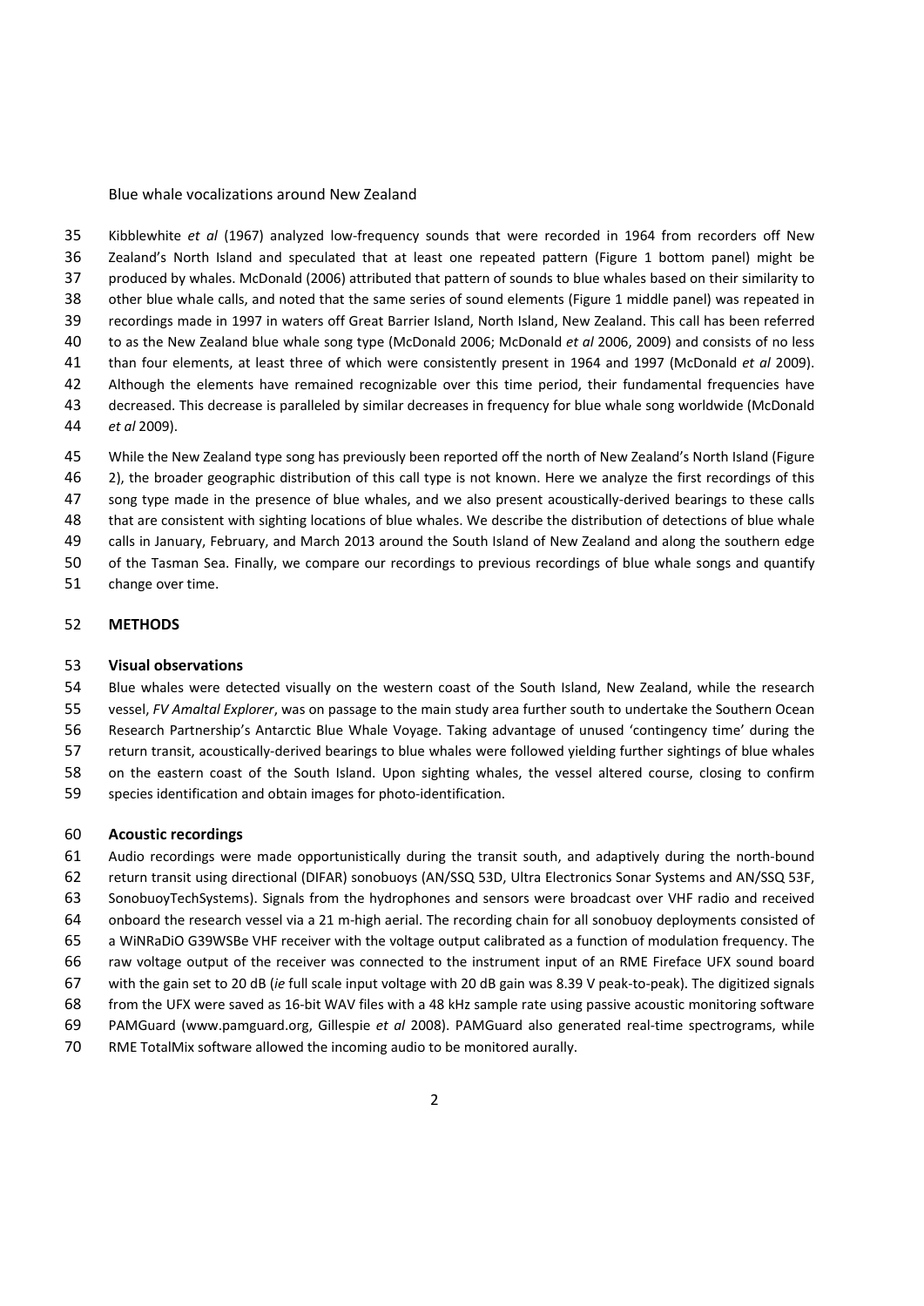Blue whale vocalizations around New Zealand

Kibblewhite *et al* (1967) analyzed low-frequency sounds that were recorded in 1964 from recorders off New Zealand's North Island and speculated that at least one repeated pattern (Figure 1 bottom panel) might be produced by whales. McDonald (2006) attributed that pattern of sounds to blue whales based on their similarity to other blue whale calls, and noted that the same series of sound elements (Figure 1 middle panel) was repeated in recordings made in 1997 in waters off Great Barrier Island, North Island, New Zealand. This call has been referred to as the New Zealand blue whale song type (McDonald 2006; McDonald *et al* 2006, 2009) and consists of no less than four elements, at least three of which were consistently present in 1964 and 1997 (McDonald *et al* 2009). Although the elements have remained recognizable over this time period, their fundamental frequencies have decreased. This decrease is paralleled by similar decreases in frequency for blue whale song worldwide (McDonald *et al* 2009).

While the New Zealand type song has previously been reported off the north of New Zealand's North Island (Figure 2), the broader geographic distribution of this call type is not known. Here we analyze the first recordings of this song type made in the presence of blue whales, and we also present acoustically-derived bearings to these calls that are consistent with sighting locations of blue whales. We describe the distribution of detections of blue whale calls in January, February, and March 2013 around the South Island of New Zealand and along the southern edge of the Tasman Sea. Finally, we compare our recordings to previous recordings of blue whale songs and quantify change over time.

## METHODS

### Visual observations

Blue whales were detected visually on the western coast of the South Island, New Zealand, while the research vessel, *FV Amaltal Explorer*, was on passage to the main study area further south to undertake the Southern Ocean Research Partnership's Antarctic Blue Whale Voyage. Taking advantage of unused 'contingency time' during the return transit, acoustically-derived bearings to blue whales were followed yielding further sightings of blue whales on the eastern coast of the South Island. Upon sighting whales, the vessel altered course, closing to confirm species identification and obtain images for photo-identification.

### Acoustic recordings

Audio recordings were made opportunistically during the transit south, and adaptively during the north-bound return transit using directional (DIFAR) sonobuoys (AN/SSQ 53D, Ultra Electronics Sonar Systems and AN/SSQ 53F, SonobuoyTechSystems). Signals from the hydrophones and sensors were broadcast over VHF radio and received onboard the research vessel via a 21 m-high aerial. The recording chain for all sonobuoy deployments consisted of a WiNRaDiO G39WSBe VHF receiver with the voltage output calibrated as a function of modulation frequency. The raw voltage output of the receiver was connected to the instrument input of an RME Fireface UFX sound board with the gain set to 20 dB (*ie* full scale input voltage with 20 dB gain was 8.39 V peak-to-peak). The digitized signals from the UFX were saved as 16-bit WAV files with a 48 kHz sample rate using passive acoustic monitoring software PAMGuard (www.pamguard.org, Gillespie *et al* 2008). PAMGuard also generated real-time spectrograms, while RME TotalMix software allowed the incoming audio to be monitored aurally.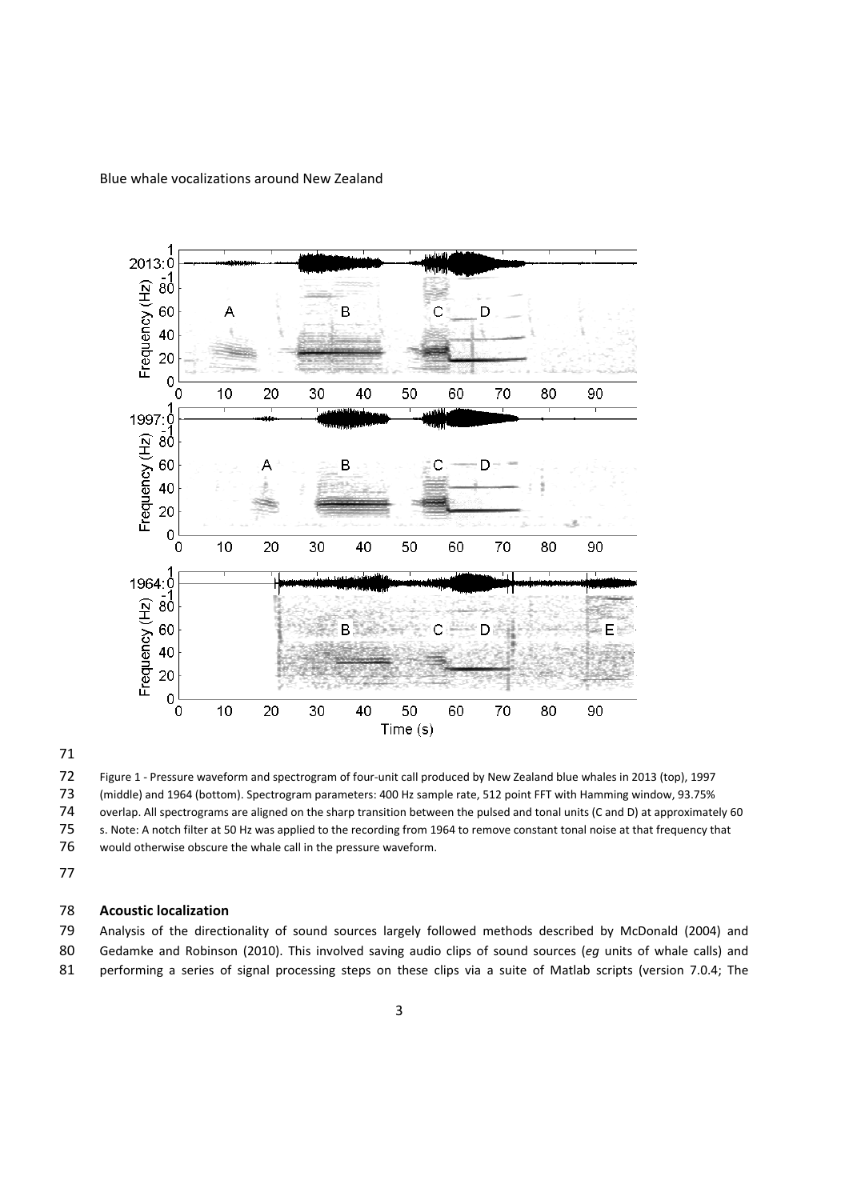Figure 1 - Pressure waveform and spectrogram of four-unit call produced by New Zealand blue whales in 2013 (top), 1997 (middle) and 1964 (bottom). Spectrogram parameters: 400 Hz sample rate, 512 point FFT with Hamming window, 93.75% overlap. All spectrograms are aligned on the sharp transition between the pulsed and tonal units (C and D) at approximately 60 s. Note: A notch filter at 50 Hz was applied to the recording from 1964 to remove constant tonal noise at that frequency that would otherwise obscure the whale call in the pressure waveform.

## Acoustic localization

Analysis of the directionality of sound sources largely followed methods described by McDonald (2004) and Gedamke and Robinson (2010). This involved saving audio clips of sound sources (*eg* units of whale calls) and performing a series of signal processing steps on these clips via a suite of Matlab scripts (version 7.0.4; The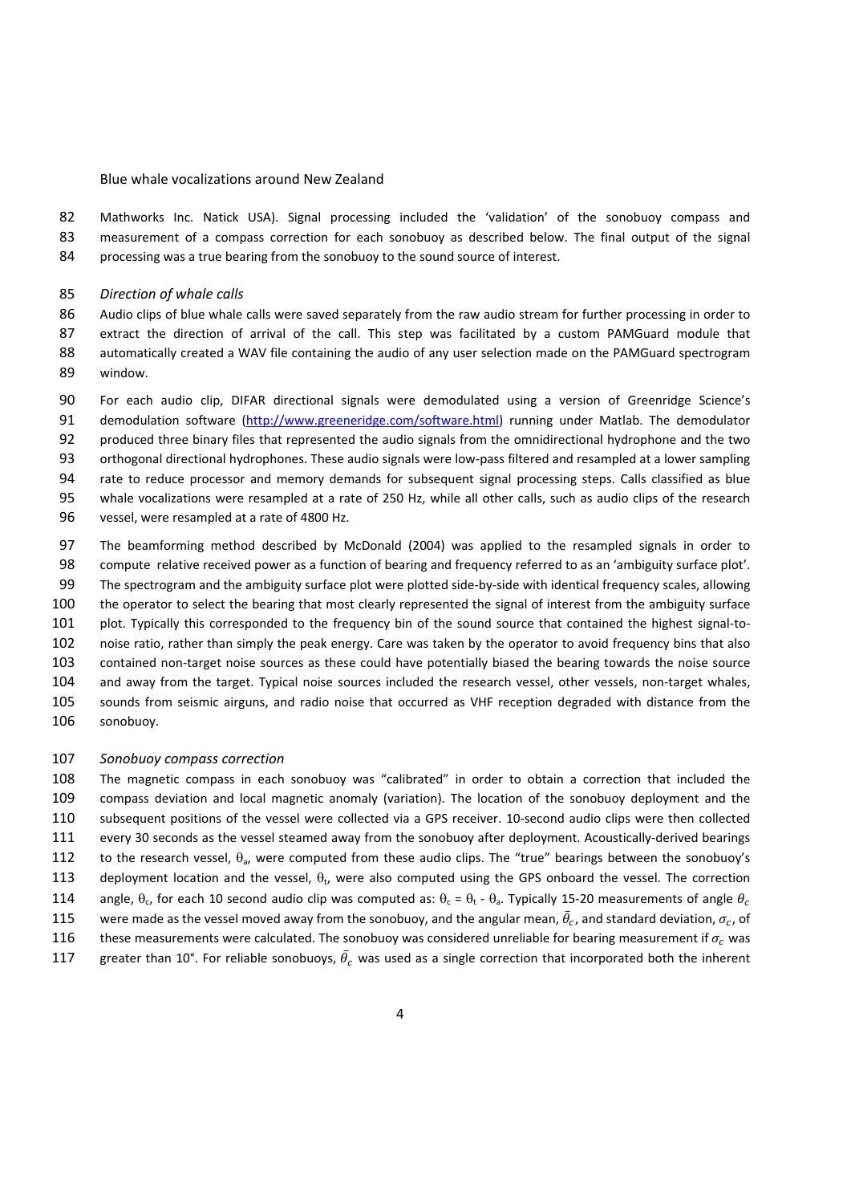Mathworks Inc. Natick USA). Signal processing included the 'validation' of the sonobuoy compass and measurement of a compass correction for each sonobuoy as described below. The final output of the signal processing was a true bearing from the sonobuoy to the sound source of interest.

### *Direction of whale calls*

Audio clips of blue whale calls were saved separately from the raw audio stream for further processing in order to extract the direction of arrival of the call. This step was facilitated by a custom PAMGuard module that automatically created a WAV file containing the audio of any user selection made on the PAMGuard spectrogram window.

For each audio clip, DIFAR directional signals were demodulated using a version of Greenridge Science's demodulation software (http://www.greeneridge.com/software.html) running under Matlab. The demodulator produced three binary files that represented the audio signals from the omnidirectional hydrophone and the two orthogonal directional hydrophones. These audio signals were low-pass filtered and resampled at a lower sampling rate to reduce processor and memory demands for subsequent signal processing steps. Calls classified as blue whale vocalizations were resampled at a rate of 250 Hz, while all other calls, such as audio clips of the research vessel, were resampled at a rate of 4800 Hz.

The beamforming method described by McDonald (2004) was applied to the resampled signals in order to compute relative received power as a function of bearing and frequency referred to as an 'ambiguity surface plot'. The spectrogram and the ambiguity surface plot were plotted side-by-side with identical frequency scales, allowing the operator to select the bearing that most clearly represented the signal of interest from the ambiguity surface plot. Typically this corresponded to the frequency bin of the sound source that contained the highest signal-to-noise ratio, rather than simply the peak energy. Care was taken by the operator to avoid frequency bins that also contained non-target noise sources as these could have potentially biased the bearing towards the noise source and away from the target. Typical noise sources included the research vessel, other vessels, non-target whales, sounds from seismic airguns, and radio noise that occurred as VHF reception degraded with distance from the sonobuoy.

### *Sonobuoy compass correction*

The magnetic compass in each sonobuoy was "calibrated" in order to obtain a correction that included the compass deviation and local magnetic anomaly (variation). The location of the sonobuoy deployment and the subsequent positions of the vessel were collected via a GPS receiver. 10-second audio clips were then collected every 30 seconds as the vessel steamed away from the sonobuoy after deployment. Acoustically-derived bearings to the research vessel, $\theta_a$, were computed from these audio clips. The "true" bearings between the sonobuoy's deployment location and the vessel, $\theta_t$, were also computed using the GPS onboard the vessel. The correction angle, $\theta_c$, for each 10 second audio clip was computed as: $\theta_c = \theta_t - \theta_a$. Typically 15-20 measurements of angle $\theta_c$ were made as the vessel moved away from the sonobuoy, and the angular mean, $\bar{\theta}_c$, and standard deviation, $\sigma_c$, of these measurements were calculated. The sonobuoy was considered unreliable for bearing measurement if $\sigma_c$ was greater than 10°. For reliable sonobuoys, $\bar{\theta}_c$ was used as a single correction that incorporated both the inherent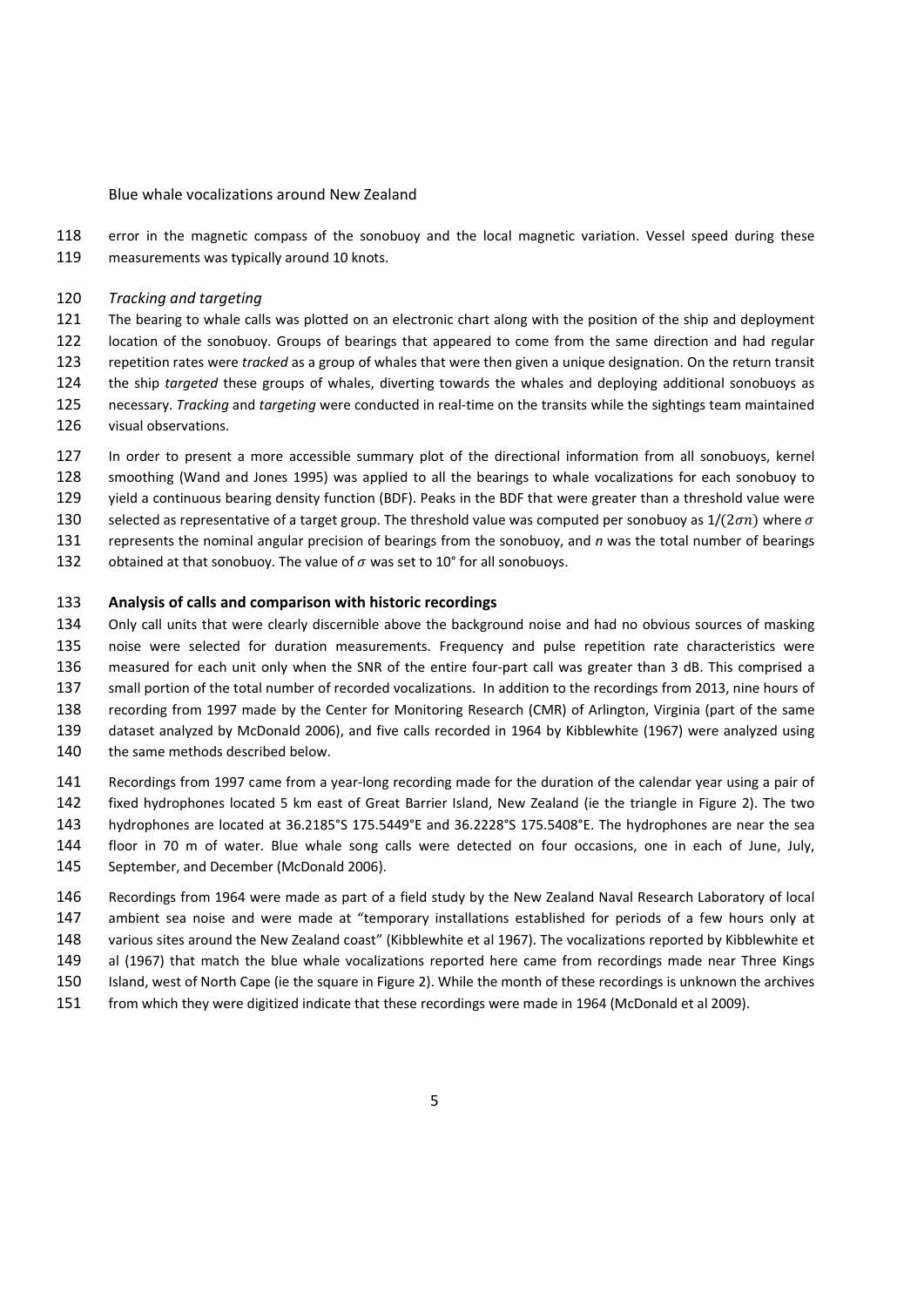error in the magnetic compass of the sonobuoy and the local magnetic variation. Vessel speed during these measurements was typically around 10 knots.

### *Tracking and targeting*

The bearing to whale calls was plotted on an electronic chart along with the position of the ship and deployment location of the sonobuoy. Groups of bearings that appeared to come from the same direction and had regular repetition rates were *tracked* as a group of whales that were then given a unique designation. On the return transit the ship *targeted* these groups of whales, diverting towards the whales and deploying additional sonobuoys as necessary. *Tracking* and *targeting* were conducted in real-time on the transits while the sightings team maintained visual observations.

In order to present a more accessible summary plot of the directional information from all sonobuoys, kernel smoothing (Wand and Jones 1995) was applied to all the bearings to whale vocalizations for each sonobuoy to yield a continuous bearing density function (BDF). Peaks in the BDF that were greater than a threshold value were selected as representative of a target group. The threshold value was computed per sonobuoy as $1/(2\sigma n)$ where $\sigma$ represents the nominal angular precision of bearings from the sonobuoy, and $n$ was the total number of bearings obtained at that sonobuoy. The value of $\sigma$ was set to 10° for all sonobuoys.

## **Analysis of calls and comparison with historic recordings**

Only call units that were clearly discernible above the background noise and had no obvious sources of masking noise were selected for duration measurements. Frequency and pulse repetition rate characteristics were measured for each unit only when the SNR of the entire four-part call was greater than 3 dB. This comprised a small portion of the total number of recorded vocalizations. In addition to the recordings from 2013, nine hours of recording from 1997 made by the Center for Monitoring Research (CMR) of Arlington, Virginia (part of the same dataset analyzed by McDonald 2006), and five calls recorded in 1964 by Kibblewhite (1967) were analyzed using the same methods described below.

Recordings from 1997 came from a year-long recording made for the duration of the calendar year using a pair of fixed hydrophones located 5 km east of Great Barrier Island, New Zealand (ie the triangle in Figure 2). The two hydrophones are located at 36.2185°S 175.5449°E and 36.2228°S 175.5408°E. The hydrophones are near the sea floor in 70 m of water. Blue whale song calls were detected on four occasions, one in each of June, July, September, and December (McDonald 2006).

Recordings from 1964 were made as part of a field study by the New Zealand Naval Research Laboratory of local ambient sea noise and were made at "temporary installations established for periods of a few hours only at various sites around the New Zealand coast" (Kibblewhite et al 1967). The vocalizations reported by Kibblewhite et al (1967) that match the blue whale vocalizations reported here came from recordings made near Three Kings Island, west of North Cape (ie the square in Figure 2). While the month of these recordings is unknown the archives from which they were digitized indicate that these recordings were made in 1964 (McDonald et al 2009).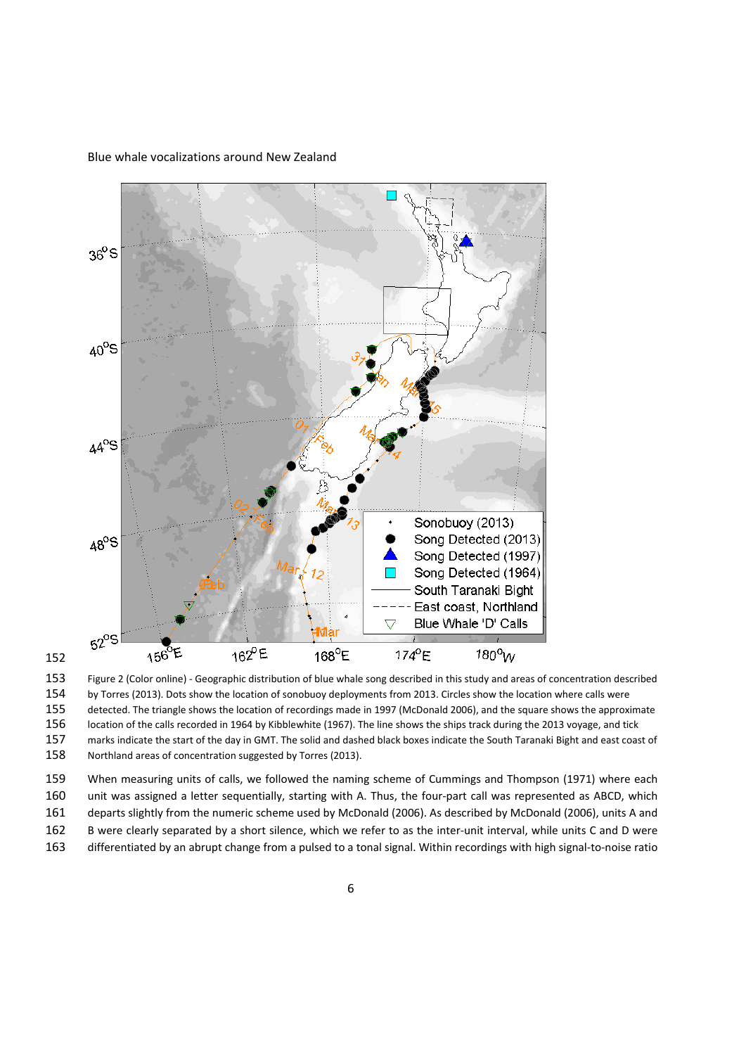Blue whale vocalizations around New Zealand

Figure 2 (Color online) - Geographic distribution of blue whale song described in this study and areas of concentration described by Torres (2013). Dots show the location of sonobuoy deployments from 2013. Circles show the location where calls were detected. The triangle shows the location of recordings made in 1997 (McDonald 2006), and the square shows the approximate location of the calls recorded in 1964 by Kibblewhite (1967). The line shows the ships track during the 2013 voyage, and tick marks indicate the start of the day in GMT. The solid and dashed black boxes indicate the South Taranaki Bight and east coast of Northland areas of concentration suggested by Torres (2013).

When measuring units of calls, we followed the naming scheme of Cummings and Thompson (1971) where each unit was assigned a letter sequentially, starting with A. Thus, the four-part call was represented as ABCD, which departs slightly from the numeric scheme used by McDonald (2006). As described by McDonald (2006), units A and B were clearly separated by a short silence, which we refer to as the inter-unit interval, while units C and D were differentiated by an abrupt change from a pulsed to a tonal signal. Within recordings with high signal-to-noise ratio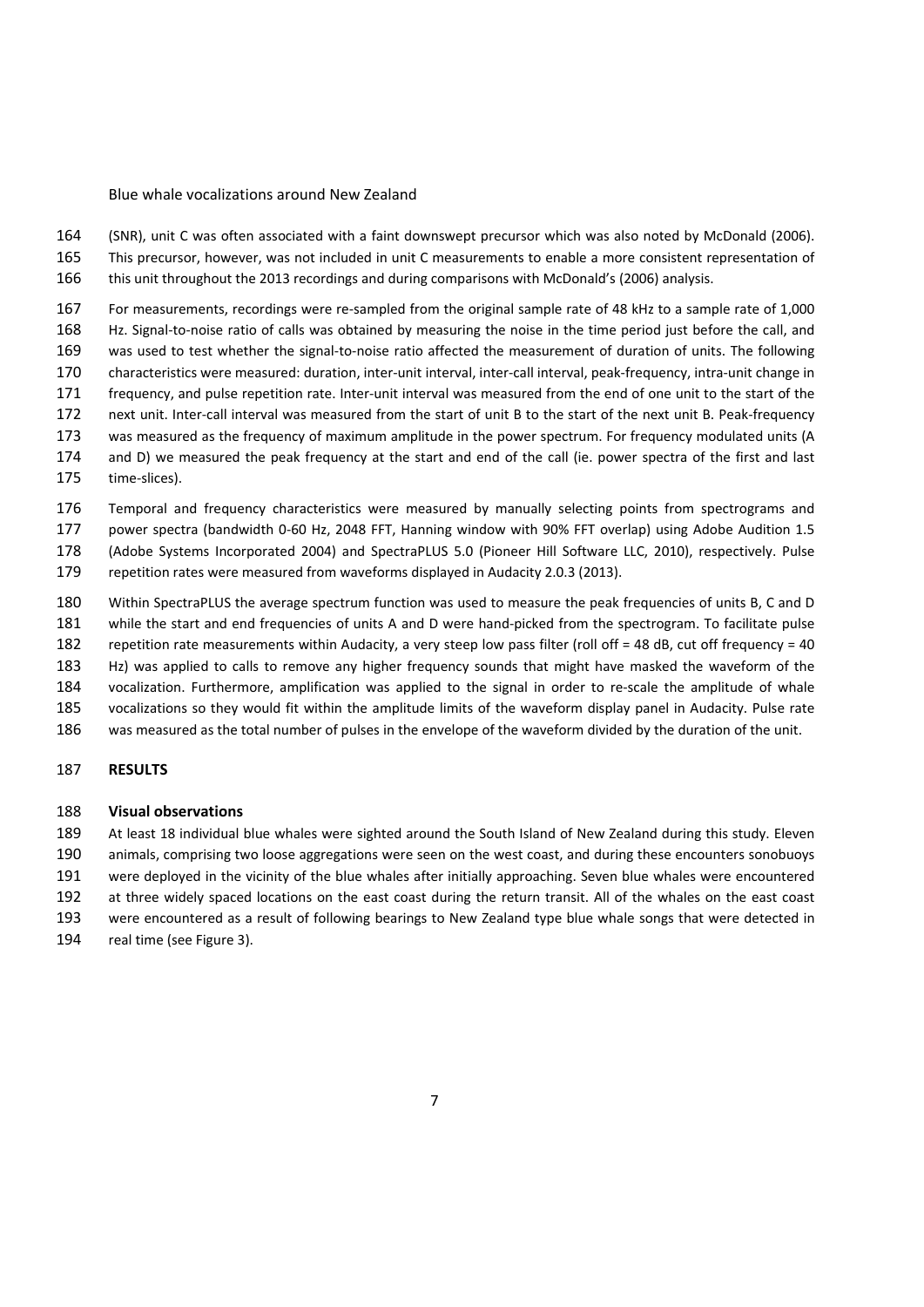(SNR), unit C was often associated with a faint downswept precursor which was also noted by McDonald (2006). This precursor, however, was not included in unit C measurements to enable a more consistent representation of this unit throughout the 2013 recordings and during comparisons with McDonald's (2006) analysis.

For measurements, recordings were re-sampled from the original sample rate of 48 kHz to a sample rate of 1,000 Hz. Signal-to-noise ratio of calls was obtained by measuring the noise in the time period just before the call, and was used to test whether the signal-to-noise ratio affected the measurement of duration of units. The following characteristics were measured: duration, inter-unit interval, inter-call interval, peak-frequency, intra-unit change in frequency, and pulse repetition rate. Inter-unit interval was measured from the end of one unit to the start of the next unit. Inter-call interval was measured from the start of unit B to the start of the next unit B. Peak-frequency was measured as the frequency of maximum amplitude in the power spectrum. For frequency modulated units (A and D) we measured the peak frequency at the start and end of the call (ie. power spectra of the first and last time-slices).

Temporal and frequency characteristics were measured by manually selecting points from spectrograms and power spectra (bandwidth 0-60 Hz, 2048 FFT, Hanning window with 90% FFT overlap) using Adobe Audition 1.5 (Adobe Systems Incorporated 2004) and SpectraPLUS 5.0 (Pioneer Hill Software LLC, 2010), respectively. Pulse repetition rates were measured from waveforms displayed in Audacity 2.0.3 (2013).

Within SpectraPLUS the average spectrum function was used to measure the peak frequencies of units B, C and D while the start and end frequencies of units A and D were hand-picked from the spectrogram. To facilitate pulse repetition rate measurements within Audacity, a very steep low pass filter (roll off = 48 dB, cut off frequency = 40 Hz) was applied to calls to remove any higher frequency sounds that might have masked the waveform of the vocalization. Furthermore, amplification was applied to the signal in order to re-scale the amplitude of whale vocalizations so they would fit within the amplitude limits of the waveform display panel in Audacity. Pulse rate was measured as the total number of pulses in the envelope of the waveform divided by the duration of the unit.

## RESULTS

### Visual observations

At least 18 individual blue whales were sighted around the South Island of New Zealand during this study. Eleven animals, comprising two loose aggregations were seen on the west coast, and during these encounters sonobuoys were deployed in the vicinity of the blue whales after initially approaching. Seven blue whales were encountered at three widely spaced locations on the east coast during the return transit. All of the whales on the east coast were encountered as a result of following bearings to New Zealand type blue whale songs that were detected in real time (see Figure 3).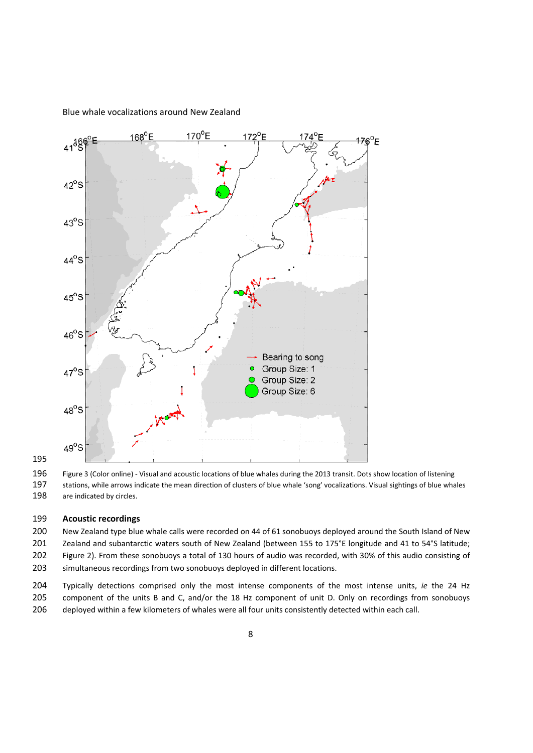Figure 3 (Color online) - Visual and acoustic locations of blue whales during the 2013 transit. Dots show location of listening stations, while arrows indicate the mean direction of clusters of blue whale 'song' vocalizations. Visual sightings of blue whales are indicated by circles.

### Acoustic recordings

New Zealand type blue whale calls were recorded on 44 of 61 sonobuoys deployed around the South Island of New Zealand and subantarctic waters south of New Zealand (between 155 to 175°E longitude and 41 to 54°S latitude; Figure 2). From these sonobuoys a total of 130 hours of audio was recorded, with 30% of this audio consisting of simultaneous recordings from two sonobuoys deployed in different locations.

Typically detections comprised only the most intense components of the most intense units, *ie* the 24 Hz component of the units B and C, and/or the 18 Hz component of unit D. Only on recordings from sonobuoys deployed within a few kilometers of whales were all four units consistently detected within each call.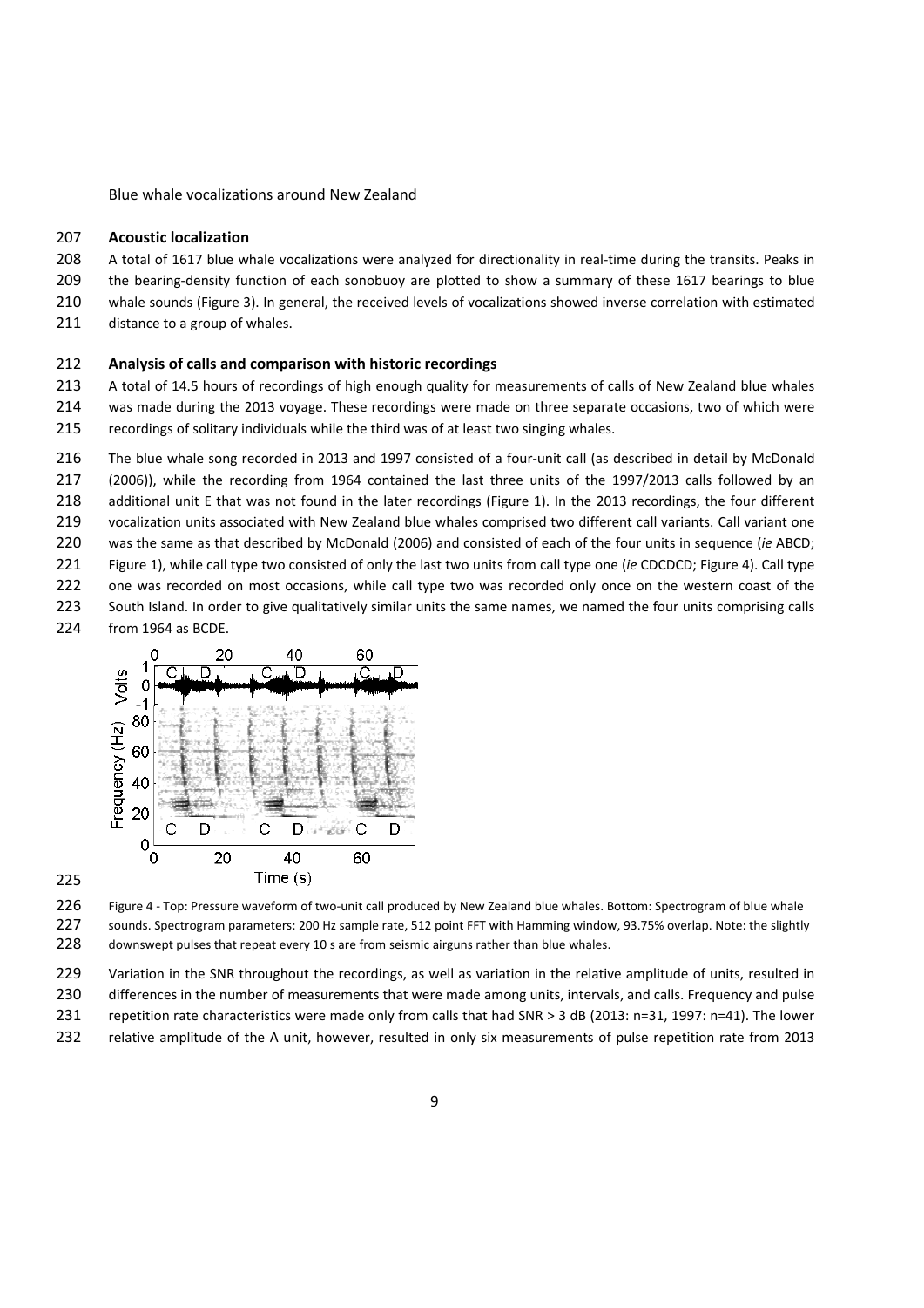## Acoustic localization

A total of 1617 blue whale vocalizations were analyzed for directionality in real-time during the transits. Peaks in the bearing-density function of each sonobuoy are plotted to show a summary of these 1617 bearings to blue whale sounds (Figure 3). In general, the received levels of vocalizations showed inverse correlation with estimated distance to a group of whales.

## Analysis of calls and comparison with historic recordings

A total of 14.5 hours of recordings of high enough quality for measurements of calls of New Zealand blue whales was made during the 2013 voyage. These recordings were made on three separate occasions, two of which were recordings of solitary individuals while the third was of at least two singing whales.

The blue whale song recorded in 2013 and 1997 consisted of a four-unit call (as described in detail by McDonald (2006)), while the recording from 1964 contained the last three units of the 1997/2013 calls followed by an additional unit E that was not found in the later recordings (Figure 1). In the 2013 recordings, the four different vocalization units associated with New Zealand blue whales comprised two different call variants. Call variant one was the same as that described by McDonald (2006) and consisted of each of the four units in sequence (*ie* ABCD; Figure 1), while call type two consisted of only the last two units from call type one (*ie* CDCDCD; Figure 4). Call type one was recorded on most occasions, while call type two was recorded only once on the western coast of the South Island. In order to give qualitatively similar units the same names, we named the four units comprising calls from 1964 as BCDE.

Figure 4 - Top: Pressure waveform of two-unit call produced by New Zealand blue whales. Bottom: Spectrogram of blue whale sounds. Spectrogram parameters: 200 Hz sample rate, 512 point FFT with Hamming window, 93.75% overlap. Note: the slightly downswept pulses that repeat every 10 s are from seismic airguns rather than blue whales.

Variation in the SNR throughout the recordings, as well as variation in the relative amplitude of units, resulted in differences in the number of measurements that were made among units, intervals, and calls. Frequency and pulse repetition rate characteristics were made only from calls that had SNR > 3 dB (2013: n=31, 1997: n=41). The lower relative amplitude of the A unit, however, resulted in only six measurements of pulse repetition rate from 2013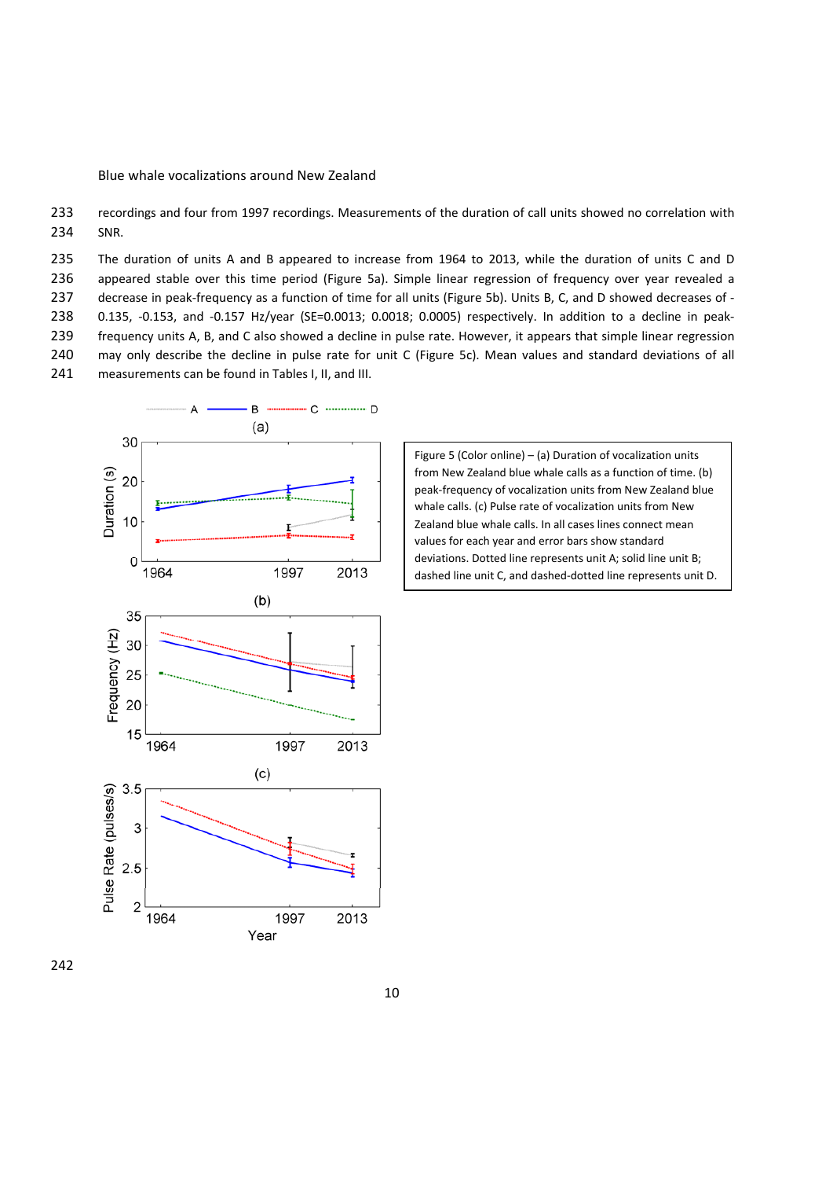recordings and four from 1997 recordings. Measurements of the duration of call units showed no correlation with SNR.

The duration of units A and B appeared to increase from 1964 to 2013, while the duration of units C and D appeared stable over this time period (Figure 5a). Simple linear regression of frequency over year revealed a decrease in peak-frequency as a function of time for all units (Figure 5b). Units B, C, and D showed decreases of -0.135, -0.153, and -0.157 Hz/year (SE=0.0013; 0.0018; 0.0005) respectively. In addition to a decline in peak-frequency units A, B, and C also showed a decline in pulse rate. However, it appears that simple linear regression may only describe the decline in pulse rate for unit C (Figure 5c). Mean values and standard deviations of all measurements can be found in Tables I, II, and III.

Figure 5 (Color online) – (a) Duration of vocalization units from New Zealand blue whale calls as a function of time. (b) peak-frequency of vocalization units from New Zealand blue whale calls. (c) Pulse rate of vocalization units from New Zealand blue whale calls. In all cases lines connect mean values for each year and error bars show standard deviations. Dotted line represents unit A; solid line unit B; dashed line unit C, and dashed-dotted line represents unit D.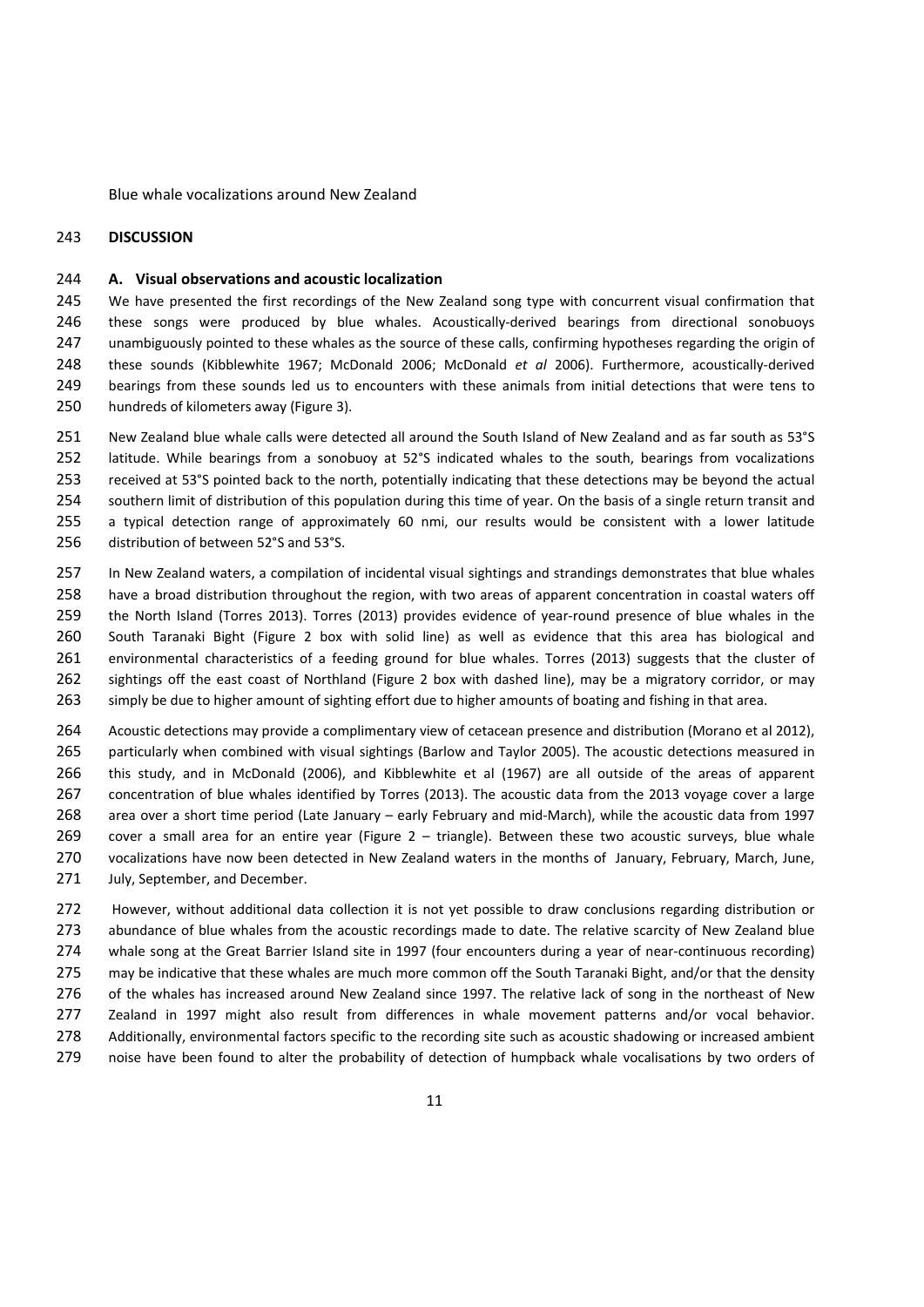## DISCUSSION

### A. Visual observations and acoustic localization

We have presented the first recordings of the New Zealand song type with concurrent visual confirmation that these songs were produced by blue whales. Acoustically-derived bearings from directional sonobuoys unambiguously pointed to these whales as the source of these calls, confirming hypotheses regarding the origin of these sounds (Kibblewhite 1967; McDonald 2006; McDonald *et al* 2006). Furthermore, acoustically-derived bearings from these sounds led us to encounters with these animals from initial detections that were tens to hundreds of kilometers away (Figure 3).

New Zealand blue whale calls were detected all around the South Island of New Zealand and as far south as 53°S latitude. While bearings from a sonobuoy at 52°S indicated whales to the south, bearings from vocalizations received at 53°S pointed back to the north, potentially indicating that these detections may be beyond the actual southern limit of distribution of this population during this time of year. On the basis of a single return transit and a typical detection range of approximately 60 nmi, our results would be consistent with a lower latitude distribution of between 52°S and 53°S.

In New Zealand waters, a compilation of incidental visual sightings and strandings demonstrates that blue whales have a broad distribution throughout the region, with two areas of apparent concentration in coastal waters off the North Island (Torres 2013). Torres (2013) provides evidence of year-round presence of blue whales in the South Taranaki Bight (Figure 2 box with solid line) as well as evidence that this area has biological and environmental characteristics of a feeding ground for blue whales. Torres (2013) suggests that the cluster of sightings off the east coast of Northland (Figure 2 box with dashed line), may be a migratory corridor, or may simply be due to higher amount of sighting effort due to higher amounts of boating and fishing in that area.

Acoustic detections may provide a complimentary view of cetacean presence and distribution (Morano et al 2012), particularly when combined with visual sightings (Barlow and Taylor 2005). The acoustic detections measured in this study, and in McDonald (2006), and Kibblewhite et al (1967) are all outside of the areas of apparent concentration of blue whales identified by Torres (2013). The acoustic data from the 2013 voyage cover a large area over a short time period (Late January – early February and mid-March), while the acoustic data from 1997 cover a small area for an entire year (Figure 2 – triangle). Between these two acoustic surveys, blue whale vocalizations have now been detected in New Zealand waters in the months of January, February, March, June, July, September, and December.

However, without additional data collection it is not yet possible to draw conclusions regarding distribution or abundance of blue whales from the acoustic recordings made to date. The relative scarcity of New Zealand blue whale song at the Great Barrier Island site in 1997 (four encounters during a year of near-continuous recording) may be indicative that these whales are much more common off the South Taranaki Bight, and/or that the density of the whales has increased around New Zealand since 1997. The relative lack of song in the northeast of New Zealand in 1997 might also result from differences in whale movement patterns and/or vocal behavior. Additionally, environmental factors specific to the recording site such as acoustic shadowing or increased ambient noise have been found to alter the probability of detection of humpback whale vocalisations by two orders of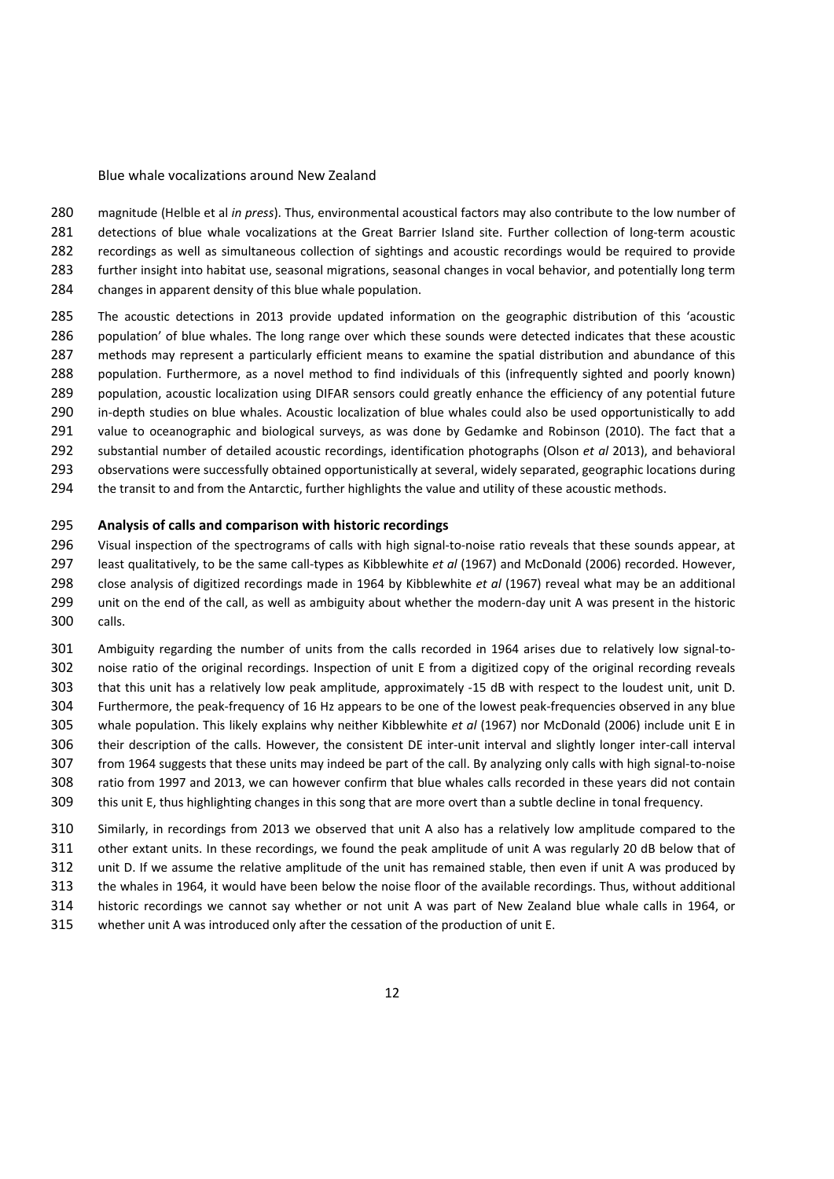magnitude (Helble et al *in press*). Thus, environmental acoustical factors may also contribute to the low number of detections of blue whale vocalizations at the Great Barrier Island site. Further collection of long-term acoustic recordings as well as simultaneous collection of sightings and acoustic recordings would be required to provide further insight into habitat use, seasonal migrations, seasonal changes in vocal behavior, and potentially long term changes in apparent density of this blue whale population.

The acoustic detections in 2013 provide updated information on the geographic distribution of this 'acoustic population' of blue whales. The long range over which these sounds were detected indicates that these acoustic methods may represent a particularly efficient means to examine the spatial distribution and abundance of this population. Furthermore, as a novel method to find individuals of this (infrequently sighted and poorly known) population, acoustic localization using DIFAR sensors could greatly enhance the efficiency of any potential future in-depth studies on blue whales. Acoustic localization of blue whales could also be used opportunistically to add value to oceanographic and biological surveys, as was done by Gedamke and Robinson (2010). The fact that a substantial number of detailed acoustic recordings, identification photographs (Olson *et al* 2013), and behavioral observations were successfully obtained opportunistically at several, widely separated, geographic locations during the transit to and from the Antarctic, further highlights the value and utility of these acoustic methods.

### Analysis of calls and comparison with historic recordings

Visual inspection of the spectrograms of calls with high signal-to-noise ratio reveals that these sounds appear, at least qualitatively, to be the same call-types as Kibblewhite *et al* (1967) and McDonald (2006) recorded. However, close analysis of digitized recordings made in 1964 by Kibblewhite *et al* (1967) reveal what may be an additional unit on the end of the call, as well as ambiguity about whether the modern-day unit A was present in the historic calls.

Ambiguity regarding the number of units from the calls recorded in 1964 arises due to relatively low signal-to-noise ratio of the original recordings. Inspection of unit E from a digitized copy of the original recording reveals that this unit has a relatively low peak amplitude, approximately -15 dB with respect to the loudest unit, unit D. Furthermore, the peak-frequency of 16 Hz appears to be one of the lowest peak-frequencies observed in any blue whale population. This likely explains why neither Kibblewhite *et al* (1967) nor McDonald (2006) include unit E in their description of the calls. However, the consistent DE inter-unit interval and slightly longer inter-call interval from 1964 suggests that these units may indeed be part of the call. By analyzing only calls with high signal-to-noise ratio from 1997 and 2013, we can however confirm that blue whales calls recorded in these years did not contain this unit E, thus highlighting changes in this song that are more overt than a subtle decline in tonal frequency.

Similarly, in recordings from 2013 we observed that unit A also has a relatively low amplitude compared to the other extant units. In these recordings, we found the peak amplitude of unit A was regularly 20 dB below that of unit D. If we assume the relative amplitude of the unit has remained stable, then even if unit A was produced by the whales in 1964, it would have been below the noise floor of the available recordings. Thus, without additional historic recordings we cannot say whether or not unit A was part of New Zealand blue whale calls in 1964, or whether unit A was introduced only after the cessation of the production of unit E.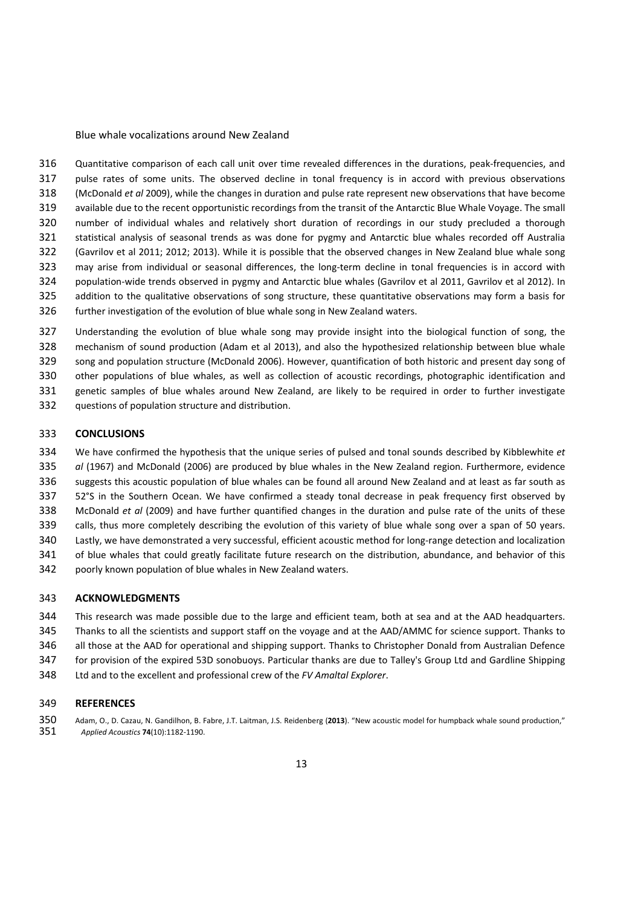Blue whale vocalizations around New Zealand

Quantitative comparison of each call unit over time revealed differences in the durations, peak-frequencies, and pulse rates of some units. The observed decline in tonal frequency is in accord with previous observations (McDonald *et al* 2009), while the changes in duration and pulse rate represent new observations that have become available due to the recent opportunistic recordings from the transit of the Antarctic Blue Whale Voyage. The small number of individual whales and relatively short duration of recordings in our study precluded a thorough statistical analysis of seasonal trends as was done for pygmy and Antarctic blue whales recorded off Australia (Gavrilov et al 2011; 2012; 2013). While it is possible that the observed changes in New Zealand blue whale song may arise from individual or seasonal differences, the long-term decline in tonal frequencies is in accord with population-wide trends observed in pygmy and Antarctic blue whales (Gavrilov et al 2011, Gavrilov et al 2012). In addition to the qualitative observations of song structure, these quantitative observations may form a basis for further investigation of the evolution of blue whale song in New Zealand waters.

Understanding the evolution of blue whale song may provide insight into the biological function of song, the mechanism of sound production (Adam et al 2013), and also the hypothesized relationship between blue whale song and population structure (McDonald 2006). However, quantification of both historic and present day song of other populations of blue whales, as well as collection of acoustic recordings, photographic identification and genetic samples of blue whales around New Zealand, are likely to be required in order to further investigate questions of population structure and distribution.

## CONCLUSIONS

We have confirmed the hypothesis that the unique series of pulsed and tonal sounds described by Kibblewhite *et al* (1967) and McDonald (2006) are produced by blue whales in the New Zealand region. Furthermore, evidence suggests this acoustic population of blue whales can be found all around New Zealand and at least as far south as 52°S in the Southern Ocean. We have confirmed a steady tonal decrease in peak frequency first observed by McDonald *et al* (2009) and have further quantified changes in the duration and pulse rate of the units of these calls, thus more completely describing the evolution of this variety of blue whale song over a span of 50 years. Lastly, we have demonstrated a very successful, efficient acoustic method for long-range detection and localization of blue whales that could greatly facilitate future research on the distribution, abundance, and behavior of this poorly known population of blue whales in New Zealand waters.

## ACKNOWLEDGMENTS

This research was made possible due to the large and efficient team, both at sea and at the AAD headquarters. Thanks to all the scientists and support staff on the voyage and at the AAD/AMMC for science support. Thanks to all those at the AAD for operational and shipping support. Thanks to Christopher Donald from Australian Defence for provision of the expired 53D sonobuoys. Particular thanks are due to Talley's Group Ltd and Gardline Shipping Ltd and to the excellent and professional crew of the *FV Amaltal Explorer*.

## REFERENCES

Adam, O., D. Cazau, N. Gandilhon, B. Fabre, J.T. Laitman, J.S. Reidenberg (**2013**). "New acoustic model for humpback whale sound production," *Applied Acoustics* **74**(10):1182-1190.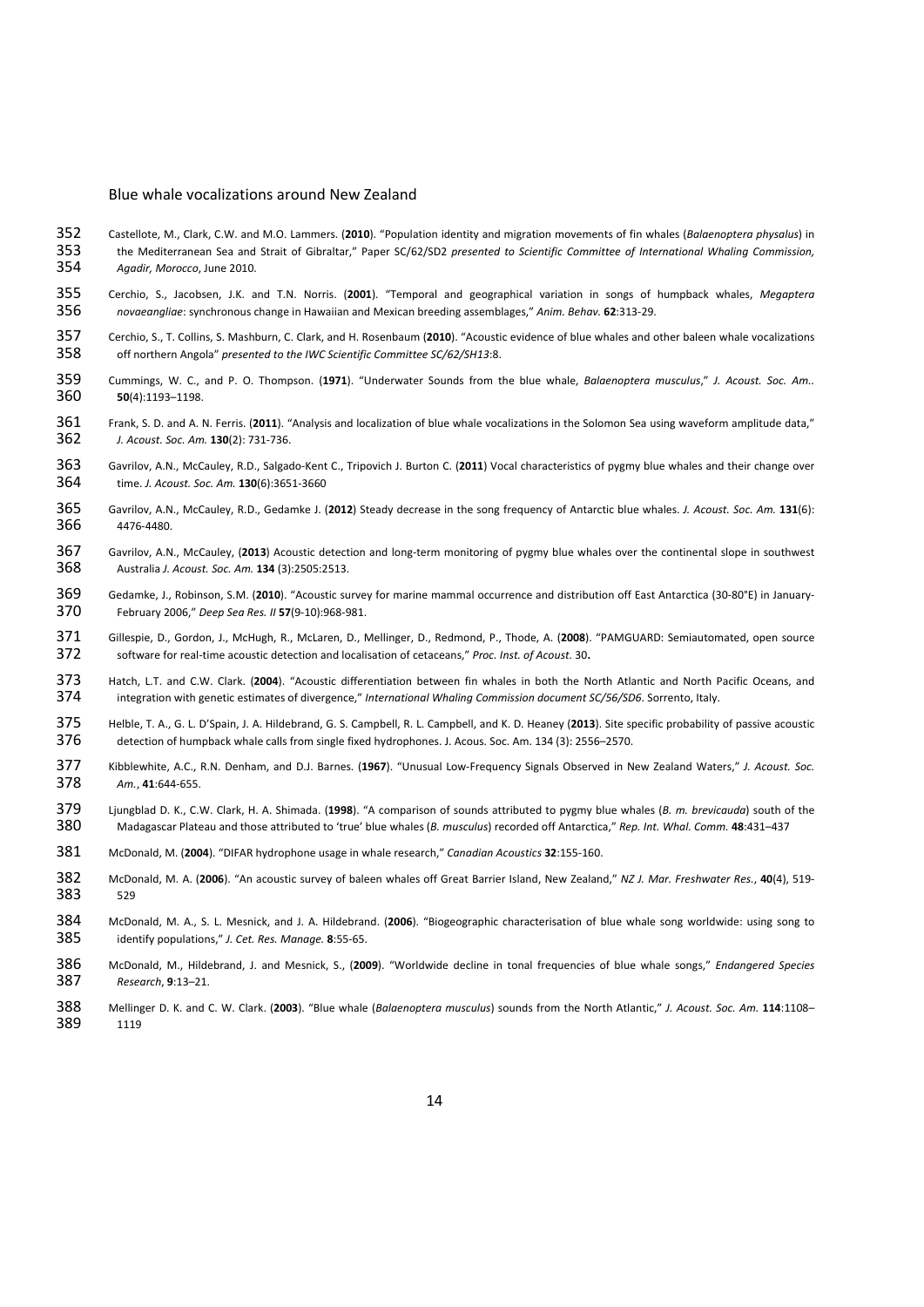Castellote, M., Clark, C.W. and M.O. Lammers. (**2010**). "Population identity and migration movements of fin whales (*Balaenoptera physalus*) in the Mediterranean Sea and Strait of Gibraltar," Paper SC/62/SD2 *presented to Scientific Committee of International Whaling Commission, Agadir, Morocco*, June 2010.

Cerchio, S., Jacobsen, J.K. and T.N. Norris. (**2001**). "Temporal and geographical variation in songs of humpback whales, *Megaptera novaeangliae*: synchronous change in Hawaiian and Mexican breeding assemblages," *Anim. Behav.* **62**:313-29.

Cerchio, S., T. Collins, S. Mashburn, C. Clark, and H. Rosenbaum (**2010**). "Acoustic evidence of blue whales and other baleen whale vocalizations off northern Angola" *presented to the IWC Scientific Committee SC/62/SH13*:8.

Cummings, W. C., and P. O. Thompson. (**1971**). "Underwater Sounds from the blue whale, *Balaenoptera musculus*," *J. Acoust. Soc. Am..* **50**(4):1193–1198.

Frank, S. D. and A. N. Ferris. (**2011**). "Analysis and localization of blue whale vocalizations in the Solomon Sea using waveform amplitude data," *J. Acoust. Soc. Am.* **130**(2): 731-736.

Gavrilov, A.N., McCauley, R.D., Salgado-Kent C., Tripovich J. Burton C. (**2011**) Vocal characteristics of pygmy blue whales and their change over time. *J. Acoust. Soc. Am.* **130**(6):3651-3660

Gavrilov, A.N., McCauley, R.D., Gedamke J. (**2012**) Steady decrease in the song frequency of Antarctic blue whales. *J. Acoust. Soc. Am.* **131**(6): 4476-4480.

Gavrilov, A.N., McCauley, (**2013**) Acoustic detection and long-term monitoring of pygmy blue whales over the continental slope in southwest Australia *J. Acoust. Soc. Am.* **134** (3):2505:2513.

Gedamke, J., Robinson, S.M. (**2010**). "Acoustic survey for marine mammal occurrence and distribution off East Antarctica (30-80°E) in January-February 2006," *Deep Sea Res. II* **57**(9-10):968-981.

Gillespie, D., Gordon, J., McHugh, R., McLaren, D., Mellinger, D., Redmond, P., Thode, A. (**2008**). "PAMGUARD: Semiautomated, open source software for real-time acoustic detection and localisation of cetaceans," *Proc. Inst. of Acoust.* 30**.**

Hatch, L.T. and C.W. Clark. (**2004**). "Acoustic differentiation between fin whales in both the North Atlantic and North Pacific Oceans, and integration with genetic estimates of divergence," *International Whaling Commission document SC/56/SD6*. Sorrento, Italy.

Helble, T. A., G. L. D'Spain, J. A. Hildebrand, G. S. Campbell, R. L. Campbell, and K. D. Heaney (**2013**). Site specific probability of passive acoustic detection of humpback whale calls from single fixed hydrophones. J. Acous. Soc. Am. 134 (3): 2556–2570.

Kibblewhite, A.C., R.N. Denham, and D.J. Barnes. (**1967**). "Unusual Low-Frequency Signals Observed in New Zealand Waters," *J. Acoust. Soc. Am.*, **41**:644-655.

Ljungblad D. K., C.W. Clark, H. A. Shimada. (**1998**). "A comparison of sounds attributed to pygmy blue whales (*B. m. brevicauda*) south of the Madagascar Plateau and those attributed to 'true' blue whales (*B. musculus*) recorded off Antarctica," *Rep. Int. Whal. Comm.* **48**:431–437

McDonald, M. (**2004**). "DIFAR hydrophone usage in whale research," *Canadian Acoustics* **32**:155-160.

McDonald, M. A. (**2006**). "An acoustic survey of baleen whales off Great Barrier Island, New Zealand," *NZ J. Mar. Freshwater Res.*, **40**(4), 519-529

McDonald, M. A., S. L. Mesnick, and J. A. Hildebrand. (**2006**). "Biogeographic characterisation of blue whale song worldwide: using song to identify populations," *J. Cet. Res. Manage.* **8**:55-65.

McDonald, M., Hildebrand, J. and Mesnick, S., (**2009**). "Worldwide decline in tonal frequencies of blue whale songs," *Endangered Species Research*, **9**:13–21.

Mellinger D. K. and C. W. Clark. (**2003**). "Blue whale (*Balaenoptera musculus*) sounds from the North Atlantic," *J. Acoust. Soc. Am.* **114**:1108–1119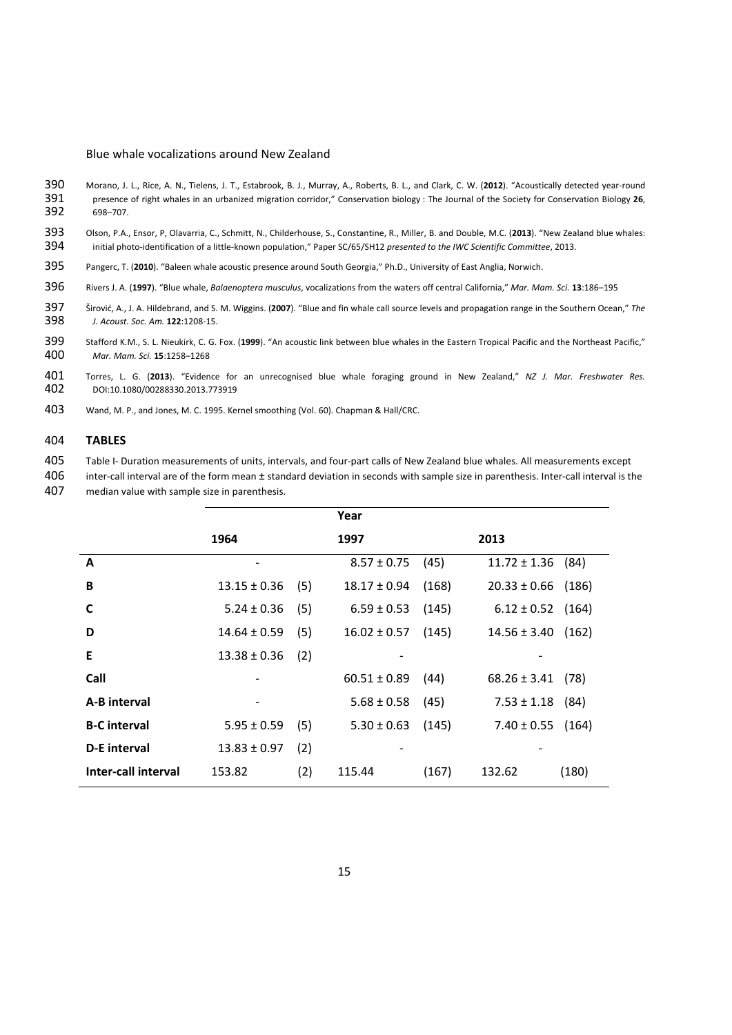Morano, J. L., Rice, A. N., Tielens, J. T., Estabrook, B. J., Murray, A., Roberts, B. L., and Clark, C. W. (**2012**). "Acoustically detected year-round presence of right whales in an urbanized migration corridor," Conservation biology : The Journal of the Society for Conservation Biology **26**, 698–707.

Olson, P.A., Ensor, P, Olavarria, C., Schmitt, N., Childerhouse, S., Constantine, R., Miller, B. and Double, M.C. (**2013**). "New Zealand blue whales: initial photo-identification of a little-known population," Paper SC/65/SH12 *presented to the IWC Scientific Committee*, 2013.

Pangerc, T. (**2010**). "Baleen whale acoustic presence around South Georgia," Ph.D., University of East Anglia, Norwich.

Rivers J. A. (**1997**). "Blue whale, *Balaenoptera musculus*, vocalizations from the waters off central California," *Mar. Mam. Sci.* **13**:186–195

Širović, A., J. A. Hildebrand, and S. M. Wiggins. (**2007**). "Blue and fin whale call source levels and propagation range in the Southern Ocean," *The J. Acoust. Soc. Am.* **122**:1208-15.

Stafford K.M., S. L. Nieukirk, C. G. Fox. (**1999**). "An acoustic link between blue whales in the Eastern Tropical Pacific and the Northeast Pacific," *Mar. Mam. Sci.* **15**:1258–1268

Torres, L. G. (**2013**). "Evidence for an unrecognised blue whale foraging ground in New Zealand," *NZ J. Mar. Freshwater Res.* DOI:10.1080/00288330.2013.773919

Wand, M. P., and Jones, M. C. 1995. Kernel smoothing (Vol. 60). Chapman & Hall/CRC.

## TABLES

Table I- Duration measurements of units, intervals, and four-part calls of New Zealand blue whales. All measurements except inter-call interval are of the form mean ± standard deviation in seconds with sample size in parenthesis. Inter-call interval is the median value with sample size in parenthesis.

| | Year | | | | | |
|---|---|---|---|---|---|---|
| | **1964** | | **1997** | | **2013** | |
| **A** | - | | 8.57 ± 0.75 | (45) | 11.72 ± 1.36 | (84) |
| **B** | 13.15 ± 0.36 | (5) | 18.17 ± 0.94 | (168) | 20.33 ± 0.66 | (186) |
| **C** | 5.24 ± 0.36 | (5) | 6.59 ± 0.53 | (145) | 6.12 ± 0.52 | (164) |
| **D** | 14.64 ± 0.59 | (5) | 16.02 ± 0.57 | (145) | 14.56 ± 3.40 | (162) |
| **E** | 13.38 ± 0.36 | (2) | - | | - | |
| **Call** | - | | 60.51 ± 0.89 | (44) | 68.26 ± 3.41 | (78) |
| **A-B interval** | - | | 5.68 ± 0.58 | (45) | 7.53 ± 1.18 | (84) |
| **B-C interval** | 5.95 ± 0.59 | (5) | 5.30 ± 0.63 | (145) | 7.40 ± 0.55 | (164) |
| **D-E interval** | 13.83 ± 0.97 | (2) | - | | - | |
| **Inter-call interval** | 153.82 | (2) | 115.44 | (167) | 132.62 | (180) |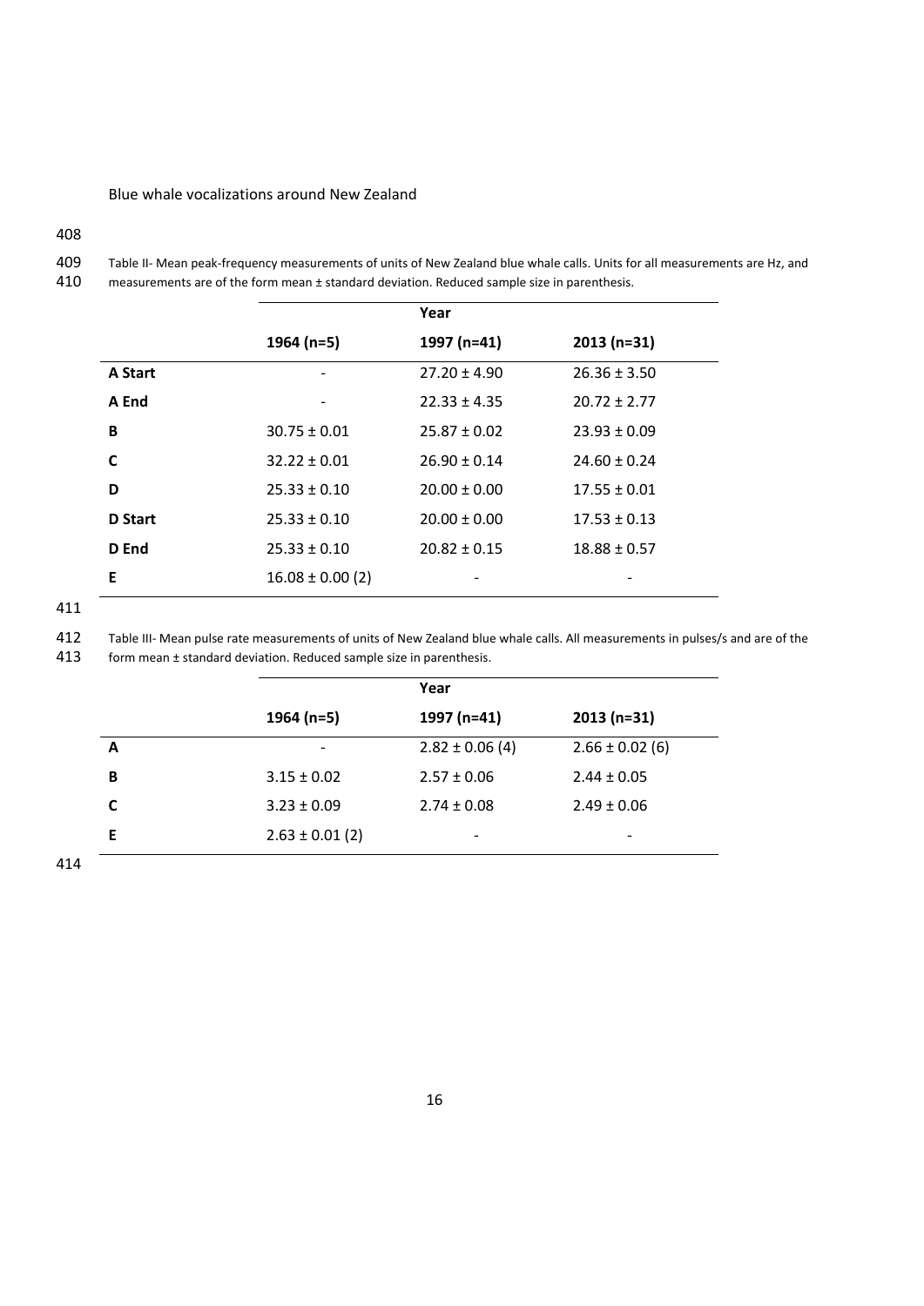Table II- Mean peak-frequency measurements of units of New Zealand blue whale calls. Units for all measurements are Hz, and measurements are of the form mean ± standard deviation. Reduced sample size in parenthesis.

| | Year | | |
|---|---|---|---|
| | **1964 (n=5)** | **1997 (n=41)** | **2013 (n=31)** |
| **A Start** | - | 27.20 ± 4.90 | 26.36 ± 3.50 |
| **A End** | - | 22.33 ± 4.35 | 20.72 ± 2.77 |
| **B** | 30.75 ± 0.01 | 25.87 ± 0.02 | 23.93 ± 0.09 |
| **C** | 32.22 ± 0.01 | 26.90 ± 0.14 | 24.60 ± 0.24 |
| **D** | 25.33 ± 0.10 | 20.00 ± 0.00 | 17.55 ± 0.01 |
| **D Start** | 25.33 ± 0.10 | 20.00 ± 0.00 | 17.53 ± 0.13 |
| **D End** | 25.33 ± 0.10 | 20.82 ± 0.15 | 18.88 ± 0.57 |
| **E** | 16.08 ± 0.00 (2) | - | - |

Table III- Mean pulse rate measurements of units of New Zealand blue whale calls. All measurements in pulses/s and are of the form mean ± standard deviation. Reduced sample size in parenthesis.

| | Year | | |
|---|---|---|---|
| | **1964 (n=5)** | **1997 (n=41)** | **2013 (n=31)** |
| **A** | - | 2.82 ± 0.06 (4) | 2.66 ± 0.02 (6) |
| **B** | 3.15 ± 0.02 | 2.57 ± 0.06 | 2.44 ± 0.05 |
| **C** | 3.23 ± 0.09 | 2.74 ± 0.08 | 2.49 ± 0.06 |
| **E** | 2.63 ± 0.01 (2) | - | - |